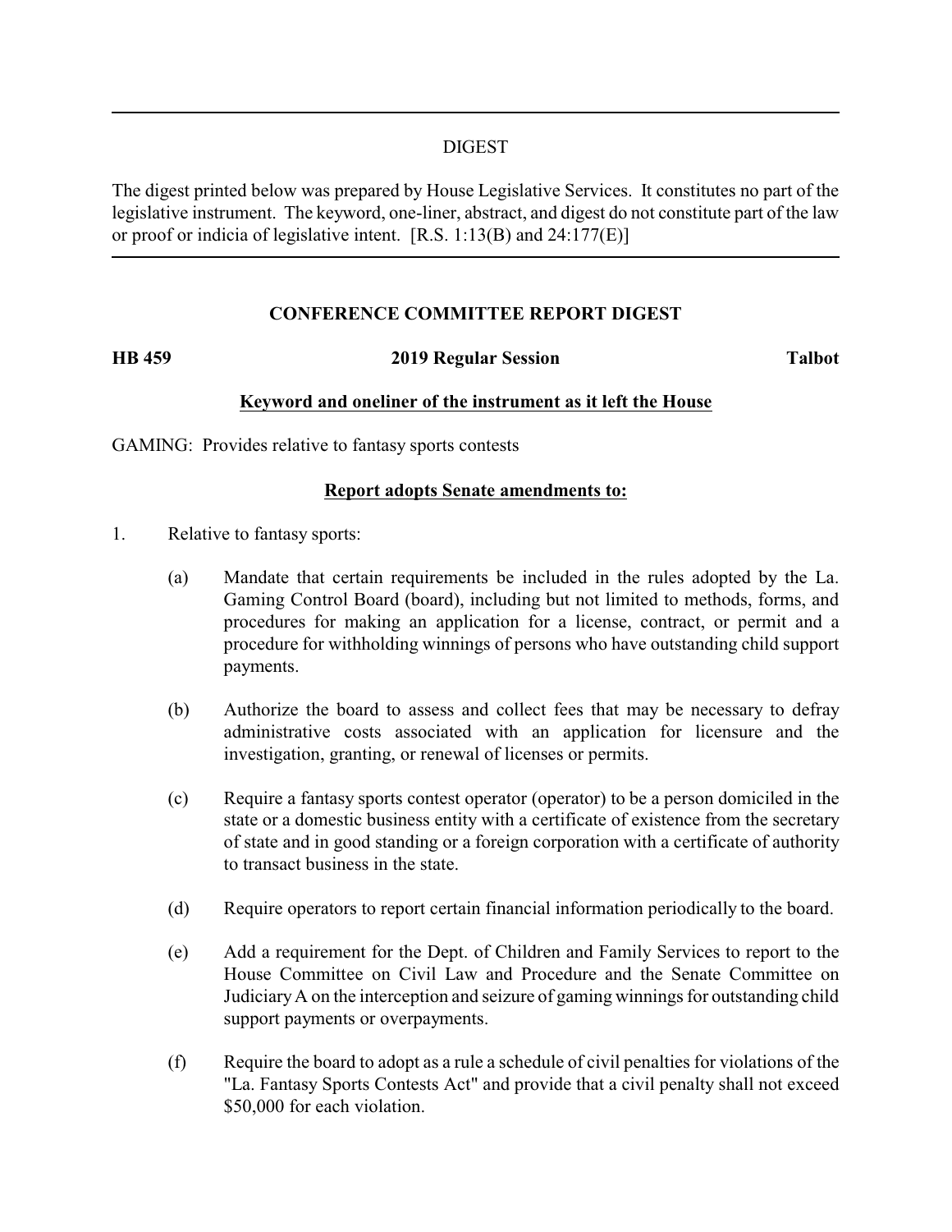## DIGEST

The digest printed below was prepared by House Legislative Services. It constitutes no part of the legislative instrument. The keyword, one-liner, abstract, and digest do not constitute part of the law or proof or indicia of legislative intent. [R.S. 1:13(B) and 24:177(E)]

---

## CONFERENCE COMMITTEE REPORT DIGEST

**HB 459** **2019 Regular Session** **Talbot**

**Keyword and oneliner of the instrument as it left the House**

GAMING: Provides relative to fantasy sports contests

**Report adopts Senate amendments to:**

1. Relative to fantasy sports:

   (a) Mandate that certain requirements be included in the rules adopted by the La. Gaming Control Board (board), including but not limited to methods, forms, and procedures for making an application for a license, contract, or permit and a procedure for withholding winnings of persons who have outstanding child support payments.

   (b) Authorize the board to assess and collect fees that may be necessary to defray administrative costs associated with an application for licensure and the investigation, granting, or renewal of licenses or permits.

   (c) Require a fantasy sports contest operator (operator) to be a person domiciled in the state or a domestic business entity with a certificate of existence from the secretary of state and in good standing or a foreign corporation with a certificate of authority to transact business in the state.

   (d) Require operators to report certain financial information periodically to the board.

   (e) Add a requirement for the Dept. of Children and Family Services to report to the House Committee on Civil Law and Procedure and the Senate Committee on Judiciary A on the interception and seizure of gaming winnings for outstanding child support payments or overpayments.

   (f) Require the board to adopt as a rule a schedule of civil penalties for violations of the "La. Fantasy Sports Contests Act" and provide that a civil penalty shall not exceed $50,000 for each violation.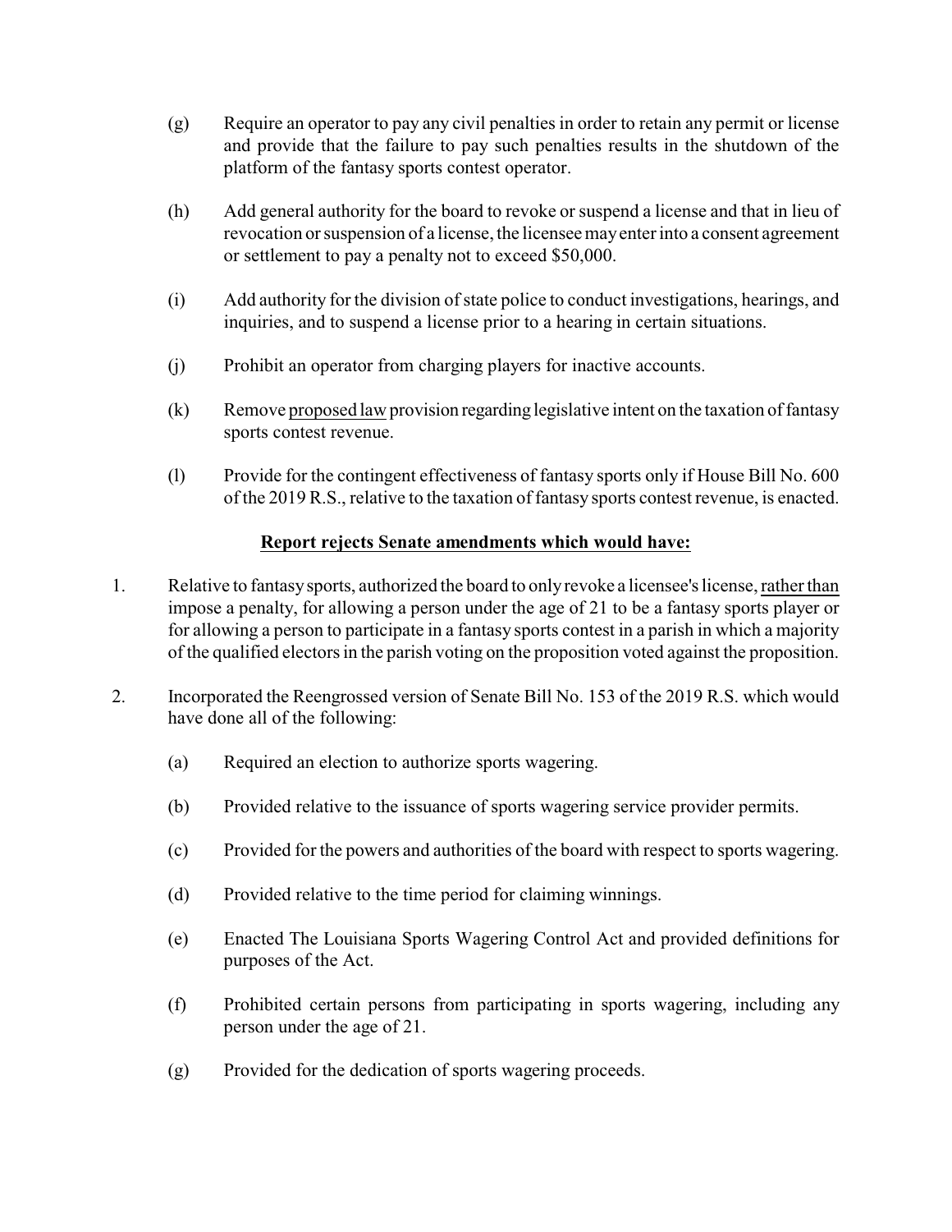(g) Require an operator to pay any civil penalties in order to retain any permit or license and provide that the failure to pay such penalties results in the shutdown of the platform of the fantasy sports contest operator.

(h) Add general authority for the board to revoke or suspend a license and that in lieu of revocation or suspension of a license, the licensee may enter into a consent agreement or settlement to pay a penalty not to exceed $50,000.

(i) Add authority for the division of state police to conduct investigations, hearings, and inquiries, and to suspend a license prior to a hearing in certain situations.

(j) Prohibit an operator from charging players for inactive accounts.

(k) Remove <u>proposed law</u> provision regarding legislative intent on the taxation of fantasy sports contest revenue.

(l) Provide for the contingent effectiveness of fantasy sports only if House Bill No. 600 of the 2019 R.S., relative to the taxation of fantasy sports contest revenue, is enacted.

**<u>Report rejects Senate amendments which would have:</u>**

1. Relative to fantasy sports, authorized the board to only revoke a licensee's license, <u>rather than</u> impose a penalty, for allowing a person under the age of 21 to be a fantasy sports player or for allowing a person to participate in a fantasy sports contest in a parish in which a majority of the qualified electors in the parish voting on the proposition voted against the proposition.

2. Incorporated the Reengrossed version of Senate Bill No. 153 of the 2019 R.S. which would have done all of the following:

   (a) Required an election to authorize sports wagering.

   (b) Provided relative to the issuance of sports wagering service provider permits.

   (c) Provided for the powers and authorities of the board with respect to sports wagering.

   (d) Provided relative to the time period for claiming winnings.

   (e) Enacted The Louisiana Sports Wagering Control Act and provided definitions for purposes of the Act.

   (f) Prohibited certain persons from participating in sports wagering, including any person under the age of 21.

   (g) Provided for the dedication of sports wagering proceeds.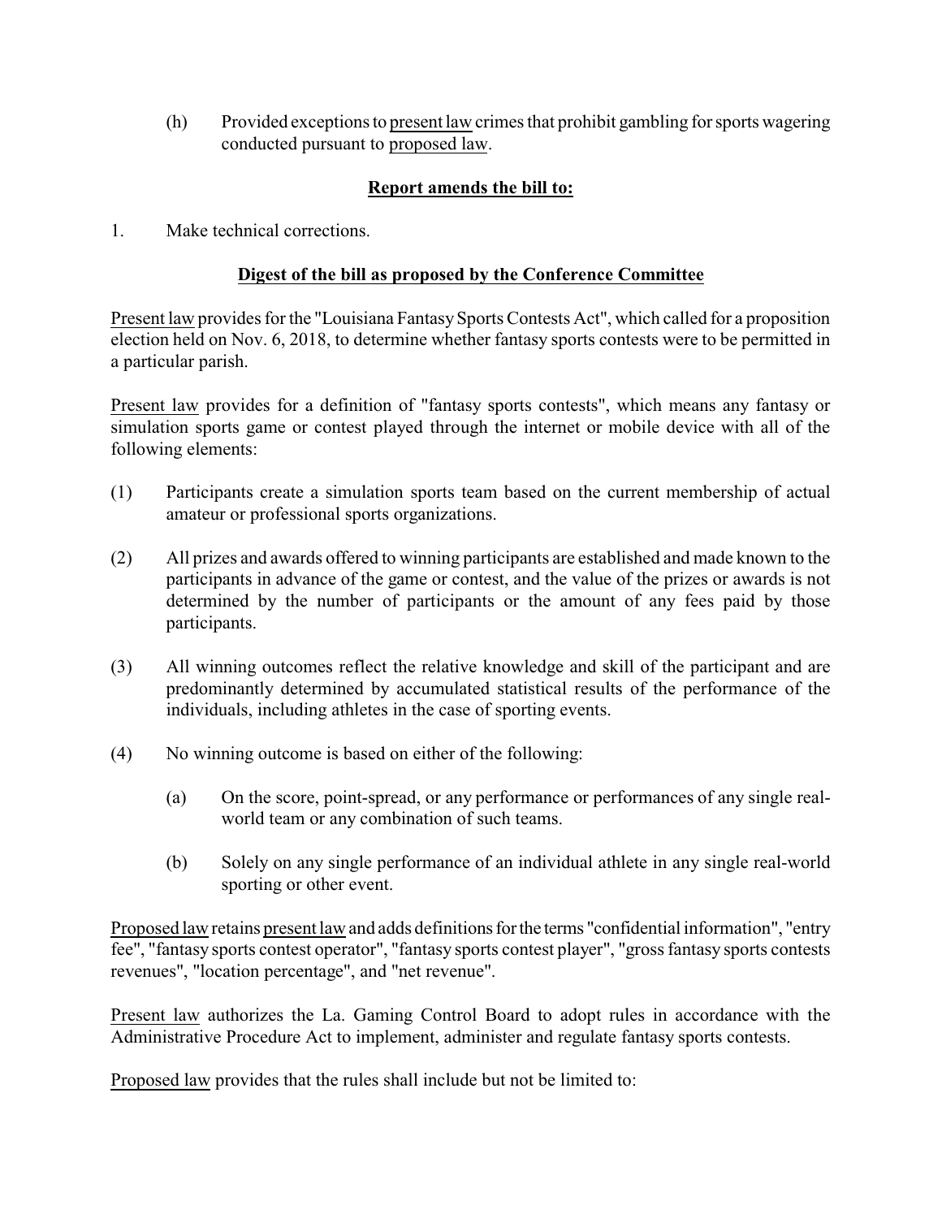(h) Provided exceptions to present law crimes that prohibit gambling for sports wagering conducted pursuant to proposed law.

**Report amends the bill to:**

1. Make technical corrections.

**Digest of the bill as proposed by the Conference Committee**

Present law provides for the "Louisiana Fantasy Sports Contests Act", which called for a proposition election held on Nov. 6, 2018, to determine whether fantasy sports contests were to be permitted in a particular parish.

Present law provides for a definition of "fantasy sports contests", which means any fantasy or simulation sports game or contest played through the internet or mobile device with all of the following elements:

(1) Participants create a simulation sports team based on the current membership of actual amateur or professional sports organizations.

(2) All prizes and awards offered to winning participants are established and made known to the participants in advance of the game or contest, and the value of the prizes or awards is not determined by the number of participants or the amount of any fees paid by those participants.

(3) All winning outcomes reflect the relative knowledge and skill of the participant and are predominantly determined by accumulated statistical results of the performance of the individuals, including athletes in the case of sporting events.

(4) No winning outcome is based on either of the following:

    (a) On the score, point-spread, or any performance or performances of any single real-world team or any combination of such teams.

    (b) Solely on any single performance of an individual athlete in any single real-world sporting or other event.

Proposed law retains present law and adds definitions for the terms "confidential information", "entry fee", "fantasy sports contest operator", "fantasy sports contest player", "gross fantasy sports contests revenues", "location percentage", and "net revenue".

Present law authorizes the La. Gaming Control Board to adopt rules in accordance with the Administrative Procedure Act to implement, administer and regulate fantasy sports contests.

Proposed law provides that the rules shall include but not be limited to: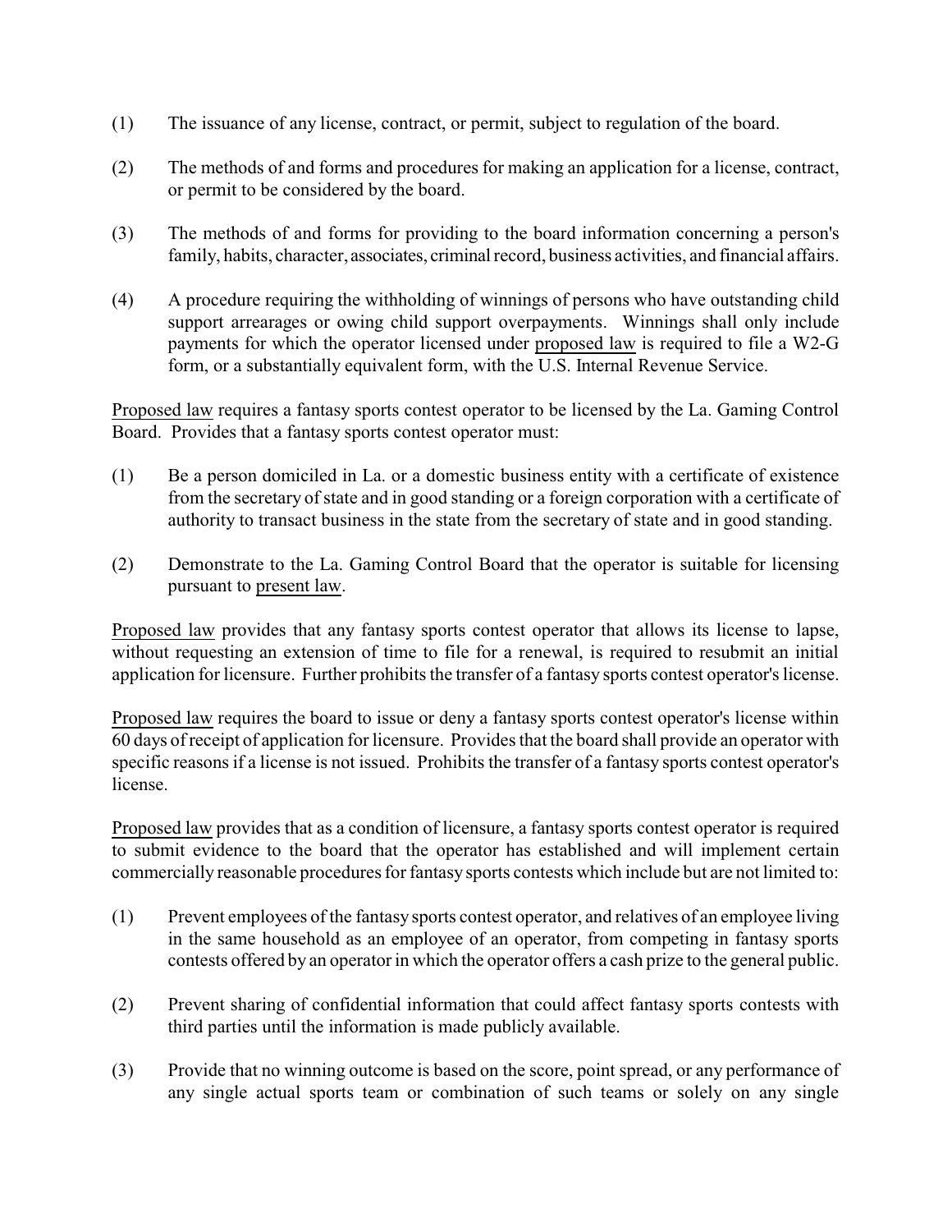(1) The issuance of any license, contract, or permit, subject to regulation of the board.

(2) The methods of and forms and procedures for making an application for a license, contract, or permit to be considered by the board.

(3) The methods of and forms for providing to the board information concerning a person's family, habits, character, associates, criminal record, business activities, and financial affairs.

(4) A procedure requiring the withholding of winnings of persons who have outstanding child support arrearages or owing child support overpayments. Winnings shall only include payments for which the operator licensed under proposed law is required to file a W2-G form, or a substantially equivalent form, with the U.S. Internal Revenue Service.

Proposed law requires a fantasy sports contest operator to be licensed by the La. Gaming Control Board. Provides that a fantasy sports contest operator must:

(1) Be a person domiciled in La. or a domestic business entity with a certificate of existence from the secretary of state and in good standing or a foreign corporation with a certificate of authority to transact business in the state from the secretary of state and in good standing.

(2) Demonstrate to the La. Gaming Control Board that the operator is suitable for licensing pursuant to present law.

Proposed law provides that any fantasy sports contest operator that allows its license to lapse, without requesting an extension of time to file for a renewal, is required to resubmit an initial application for licensure. Further prohibits the transfer of a fantasy sports contest operator's license.

Proposed law requires the board to issue or deny a fantasy sports contest operator's license within 60 days of receipt of application for licensure. Provides that the board shall provide an operator with specific reasons if a license is not issued. Prohibits the transfer of a fantasy sports contest operator's license.

Proposed law provides that as a condition of licensure, a fantasy sports contest operator is required to submit evidence to the board that the operator has established and will implement certain commercially reasonable procedures for fantasy sports contests which include but are not limited to:

(1) Prevent employees of the fantasy sports contest operator, and relatives of an employee living in the same household as an employee of an operator, from competing in fantasy sports contests offered by an operator in which the operator offers a cash prize to the general public.

(2) Prevent sharing of confidential information that could affect fantasy sports contests with third parties until the information is made publicly available.

(3) Provide that no winning outcome is based on the score, point spread, or any performance of any single actual sports team or combination of such teams or solely on any single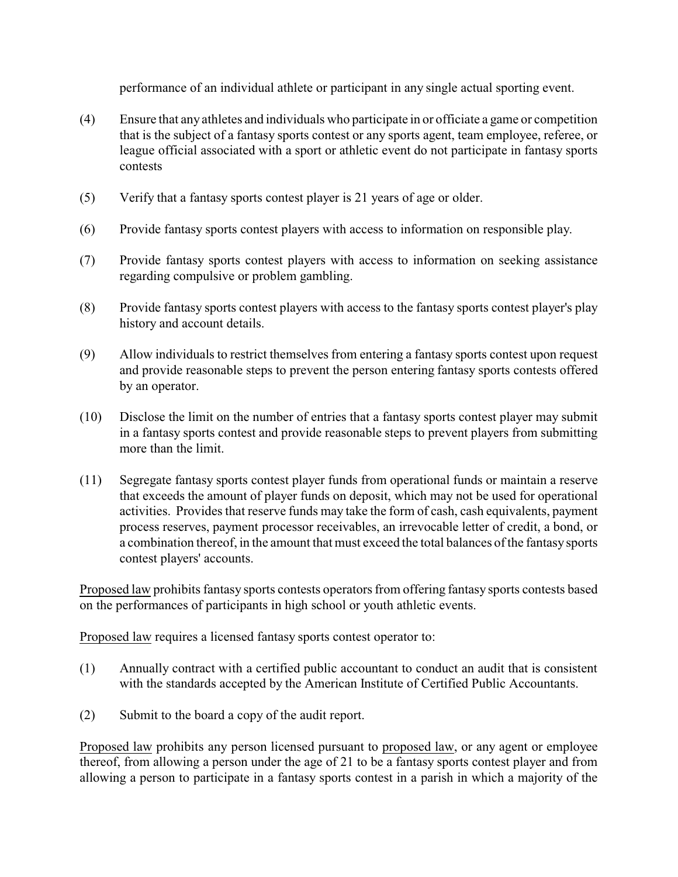performance of an individual athlete or participant in any single actual sporting event.

(4) Ensure that any athletes and individuals who participate in or officiate a game or competition that is the subject of a fantasy sports contest or any sports agent, team employee, referee, or league official associated with a sport or athletic event do not participate in fantasy sports contests

(5) Verify that a fantasy sports contest player is 21 years of age or older.

(6) Provide fantasy sports contest players with access to information on responsible play.

(7) Provide fantasy sports contest players with access to information on seeking assistance regarding compulsive or problem gambling.

(8) Provide fantasy sports contest players with access to the fantasy sports contest player's play history and account details.

(9) Allow individuals to restrict themselves from entering a fantasy sports contest upon request and provide reasonable steps to prevent the person entering fantasy sports contests offered by an operator.

(10) Disclose the limit on the number of entries that a fantasy sports contest player may submit in a fantasy sports contest and provide reasonable steps to prevent players from submitting more than the limit.

(11) Segregate fantasy sports contest player funds from operational funds or maintain a reserve that exceeds the amount of player funds on deposit, which may not be used for operational activities. Provides that reserve funds may take the form of cash, cash equivalents, payment process reserves, payment processor receivables, an irrevocable letter of credit, a bond, or a combination thereof, in the amount that must exceed the total balances of the fantasy sports contest players' accounts.

Proposed law prohibits fantasy sports contests operators from offering fantasy sports contests based on the performances of participants in high school or youth athletic events.

Proposed law requires a licensed fantasy sports contest operator to:

(1) Annually contract with a certified public accountant to conduct an audit that is consistent with the standards accepted by the American Institute of Certified Public Accountants.

(2) Submit to the board a copy of the audit report.

Proposed law prohibits any person licensed pursuant to proposed law, or any agent or employee thereof, from allowing a person under the age of 21 to be a fantasy sports contest player and from allowing a person to participate in a fantasy sports contest in a parish in which a majority of the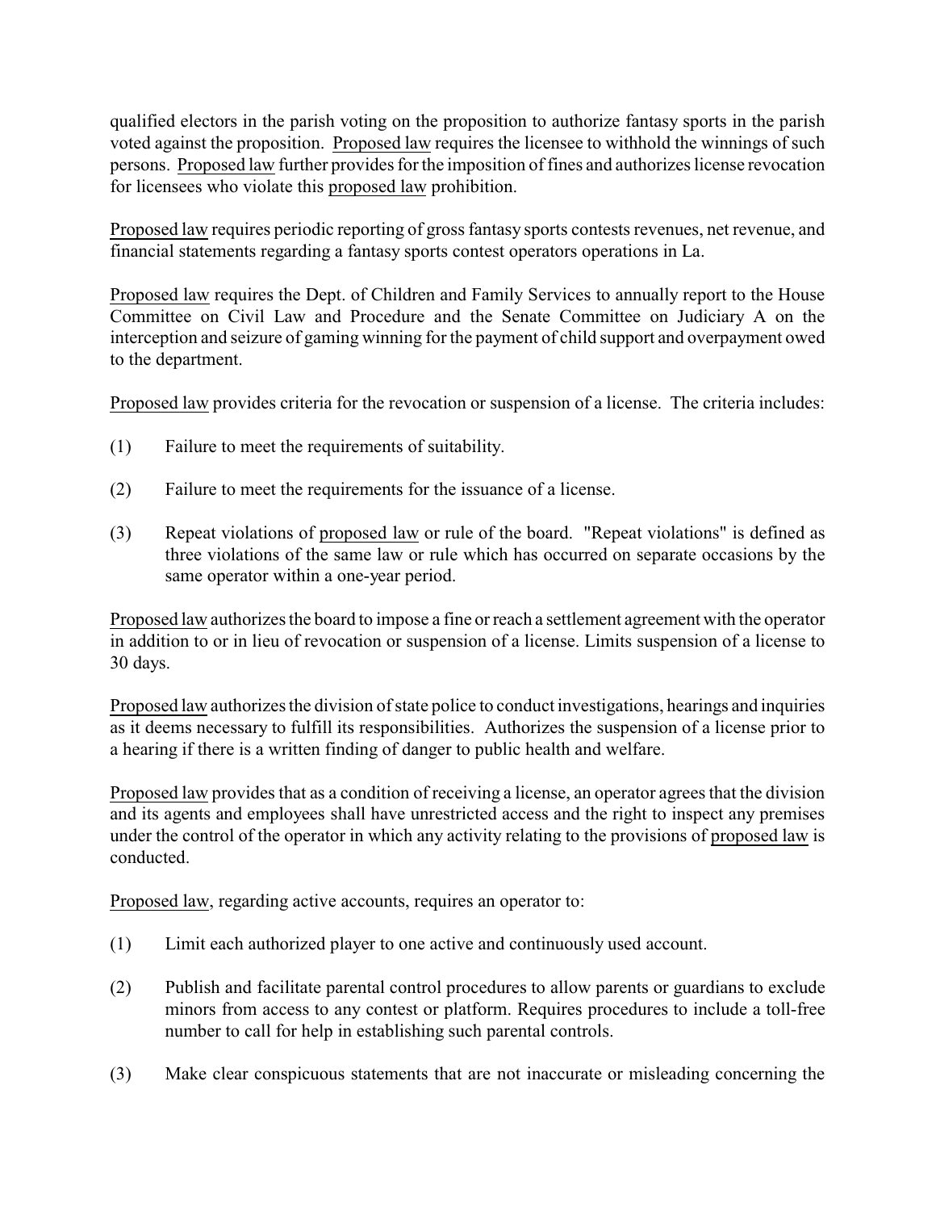qualified electors in the parish voting on the proposition to authorize fantasy sports in the parish voted against the proposition. Proposed law requires the licensee to withhold the winnings of such persons. Proposed law further provides for the imposition of fines and authorizes license revocation for licensees who violate this proposed law prohibition.

Proposed law requires periodic reporting of gross fantasy sports contests revenues, net revenue, and financial statements regarding a fantasy sports contest operators operations in La.

Proposed law requires the Dept. of Children and Family Services to annually report to the House Committee on Civil Law and Procedure and the Senate Committee on Judiciary A on the interception and seizure of gaming winning for the payment of child support and overpayment owed to the department.

Proposed law provides criteria for the revocation or suspension of a license. The criteria includes:

(1) Failure to meet the requirements of suitability.

(2) Failure to meet the requirements for the issuance of a license.

(3) Repeat violations of proposed law or rule of the board. "Repeat violations" is defined as three violations of the same law or rule which has occurred on separate occasions by the same operator within a one-year period.

Proposed law authorizes the board to impose a fine or reach a settlement agreement with the operator in addition to or in lieu of revocation or suspension of a license. Limits suspension of a license to 30 days.

Proposed law authorizes the division of state police to conduct investigations, hearings and inquiries as it deems necessary to fulfill its responsibilities. Authorizes the suspension of a license prior to a hearing if there is a written finding of danger to public health and welfare.

Proposed law provides that as a condition of receiving a license, an operator agrees that the division and its agents and employees shall have unrestricted access and the right to inspect any premises under the control of the operator in which any activity relating to the provisions of proposed law is conducted.

Proposed law, regarding active accounts, requires an operator to:

(1) Limit each authorized player to one active and continuously used account.

(2) Publish and facilitate parental control procedures to allow parents or guardians to exclude minors from access to any contest or platform. Requires procedures to include a toll-free number to call for help in establishing such parental controls.

(3) Make clear conspicuous statements that are not inaccurate or misleading concerning the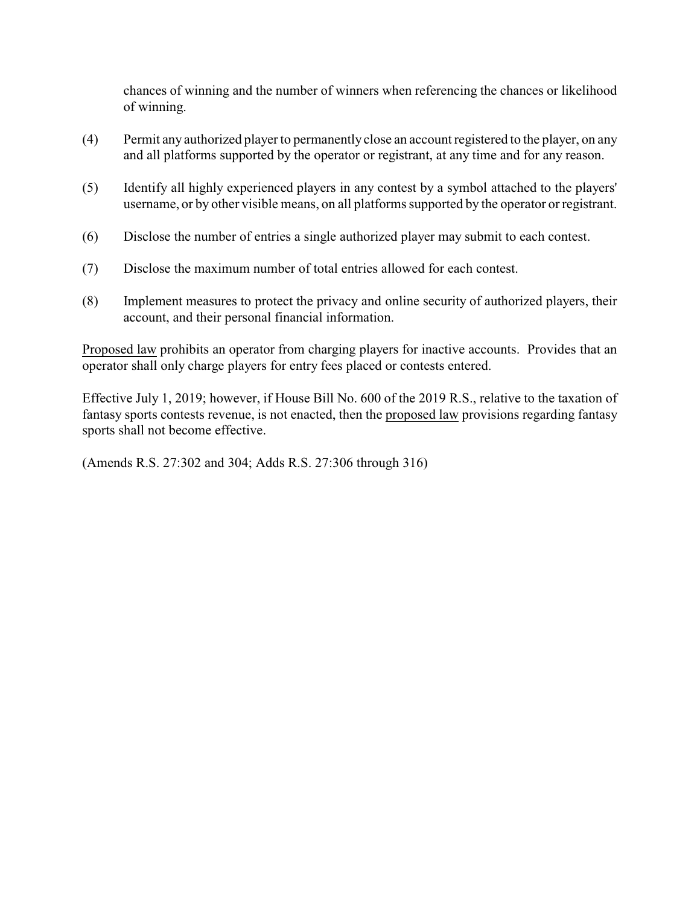chances of winning and the number of winners when referencing the chances or likelihood of winning.

(4) Permit any authorized player to permanently close an account registered to the player, on any and all platforms supported by the operator or registrant, at any time and for any reason.

(5) Identify all highly experienced players in any contest by a symbol attached to the players' username, or by other visible means, on all platforms supported by the operator or registrant.

(6) Disclose the number of entries a single authorized player may submit to each contest.

(7) Disclose the maximum number of total entries allowed for each contest.

(8) Implement measures to protect the privacy and online security of authorized players, their account, and their personal financial information.

Proposed law prohibits an operator from charging players for inactive accounts. Provides that an operator shall only charge players for entry fees placed or contests entered.

Effective July 1, 2019; however, if House Bill No. 600 of the 2019 R.S., relative to the taxation of fantasy sports contests revenue, is not enacted, then the proposed law provisions regarding fantasy sports shall not become effective.

(Amends R.S. 27:302 and 304; Adds R.S. 27:306 through 316)